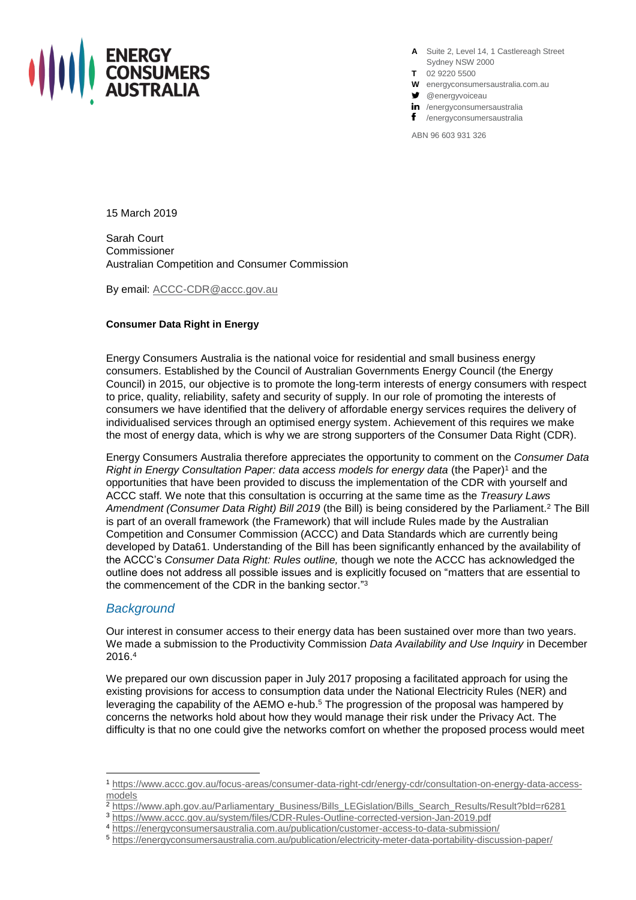**ENERGY CONSUMERS AUSTRALIA**

**A** Suite 2, Level 14, 1 Castlereagh Street Sydney NSW 2000
**T** 02 9220 5500
**W** energyconsumersaustralia.com.au
@energyvoiceau
/energyconsumersaustralia
/energyconsumersaustralia

ABN 96 603 931 326

15 March 2019

Sarah Court
Commissioner
Australian Competition and Consumer Commission

By email: ACCC-CDR@accc.gov.au

**Consumer Data Right in Energy**

Energy Consumers Australia is the national voice for residential and small business energy consumers. Established by the Council of Australian Governments Energy Council (the Energy Council) in 2015, our objective is to promote the long-term interests of energy consumers with respect to price, quality, reliability, safety and security of supply. In our role of promoting the interests of consumers we have identified that the delivery of affordable energy services requires the delivery of individualised services through an optimised energy system. Achievement of this requires we make the most of energy data, which is why we are strong supporters of the Consumer Data Right (CDR).

Energy Consumers Australia therefore appreciates the opportunity to comment on the *Consumer Data Right in Energy Consultation Paper: data access models for energy data* (the Paper)[1] and the opportunities that have been provided to discuss the implementation of the CDR with yourself and ACCC staff. We note that this consultation is occurring at the same time as the *Treasury Laws Amendment (Consumer Data Right) Bill 2019* (the Bill) is being considered by the Parliament.[2] The Bill is part of an overall framework (the Framework) that will include Rules made by the Australian Competition and Consumer Commission (ACCC) and Data Standards which are currently being developed by Data61. Understanding of the Bill has been significantly enhanced by the availability of the ACCC's *Consumer Data Right: Rules outline,* though we note the ACCC has acknowledged the outline does not address all possible issues and is explicitly focused on "matters that are essential to the commencement of the CDR in the banking sector."[3]

## *Background*

Our interest in consumer access to their energy data has been sustained over more than two years. We made a submission to the Productivity Commission *Data Availability and Use Inquiry* in December 2016.[4]

We prepared our own discussion paper in July 2017 proposing a facilitated approach for using the existing provisions for access to consumption data under the National Electricity Rules (NER) and leveraging the capability of the AEMO e-hub.[5] The progression of the proposal was hampered by concerns the networks hold about how they would manage their risk under the Privacy Act. The difficulty is that no one could give the networks comfort on whether the proposed process would meet

---

[1] https://www.accc.gov.au/focus-areas/consumer-data-right-cdr/energy-cdr/consultation-on-energy-data-access-models

[2] https://www.aph.gov.au/Parliamentary_Business/Bills_LEGislation/Bills_Search_Results/Result?bId=r6281

[3] https://www.accc.gov.au/system/files/CDR-Rules-Outline-corrected-version-Jan-2019.pdf

[4] https://energyconsumersaustralia.com.au/publication/customer-access-to-data-submission/

[5] https://energyconsumersaustralia.com.au/publication/electricity-meter-data-portability-discussion-paper/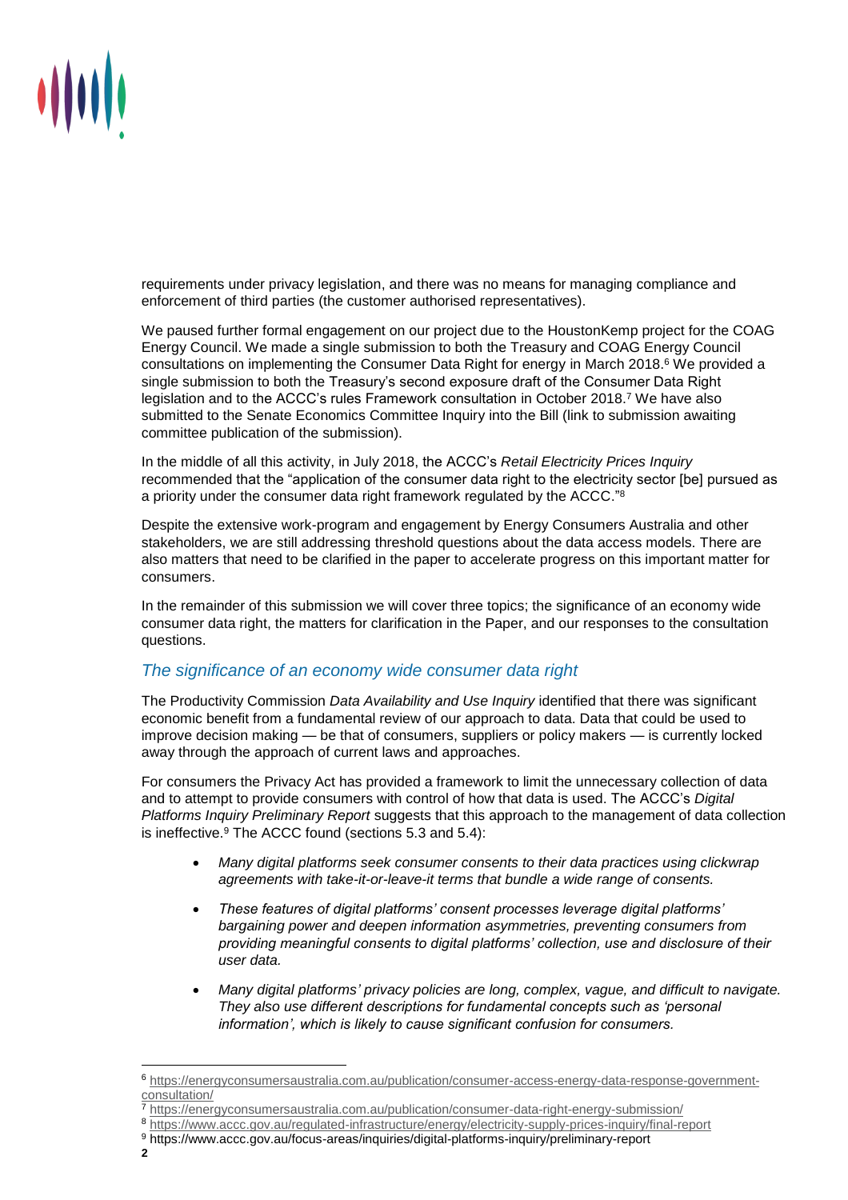requirements under privacy legislation, and there was no means for managing compliance and enforcement of third parties (the customer authorised representatives).

We paused further formal engagement on our project due to the HoustonKemp project for the COAG Energy Council. We made a single submission to both the Treasury and COAG Energy Council consultations on implementing the Consumer Data Right for energy in March 2018.[6] We provided a single submission to both the Treasury's second exposure draft of the Consumer Data Right legislation and to the ACCC's rules Framework consultation in October 2018.[7] We have also submitted to the Senate Economics Committee Inquiry into the Bill (link to submission awaiting committee publication of the submission).

In the middle of all this activity, in July 2018, the ACCC's *Retail Electricity Prices Inquiry* recommended that the "application of the consumer data right to the electricity sector [be] pursued as a priority under the consumer data right framework regulated by the ACCC."[8]

Despite the extensive work-program and engagement by Energy Consumers Australia and other stakeholders, we are still addressing threshold questions about the data access models. There are also matters that need to be clarified in the paper to accelerate progress on this important matter for consumers.

In the remainder of this submission we will cover three topics; the significance of an economy wide consumer data right, the matters for clarification in the Paper, and our responses to the consultation questions.

## *The significance of an economy wide consumer data right*

The Productivity Commission *Data Availability and Use Inquiry* identified that there was significant economic benefit from a fundamental review of our approach to data. Data that could be used to improve decision making — be that of consumers, suppliers or policy makers — is currently locked away through the approach of current laws and approaches.

For consumers the Privacy Act has provided a framework to limit the unnecessary collection of data and to attempt to provide consumers with control of how that data is used. The ACCC's *Digital Platforms Inquiry Preliminary Report* suggests that this approach to the management of data collection is ineffective.[9] The ACCC found (sections 5.3 and 5.4):

- *Many digital platforms seek consumer consents to their data practices using clickwrap agreements with take-it-or-leave-it terms that bundle a wide range of consents.*
- *These features of digital platforms' consent processes leverage digital platforms' bargaining power and deepen information asymmetries, preventing consumers from providing meaningful consents to digital platforms' collection, use and disclosure of their user data.*
- *Many digital platforms' privacy policies are long, complex, vague, and difficult to navigate. They also use different descriptions for fundamental concepts such as 'personal information', which is likely to cause significant confusion for consumers.*

---

[6] https://energyconsumersaustralia.com.au/publication/consumer-access-energy-data-response-government-consultation/

[7] https://energyconsumersaustralia.com.au/publication/consumer-data-right-energy-submission/

[8] https://www.accc.gov.au/regulated-infrastructure/energy/electricity-supply-prices-inquiry/final-report

[9] https://www.accc.gov.au/focus-areas/inquiries/digital-platforms-inquiry/preliminary-report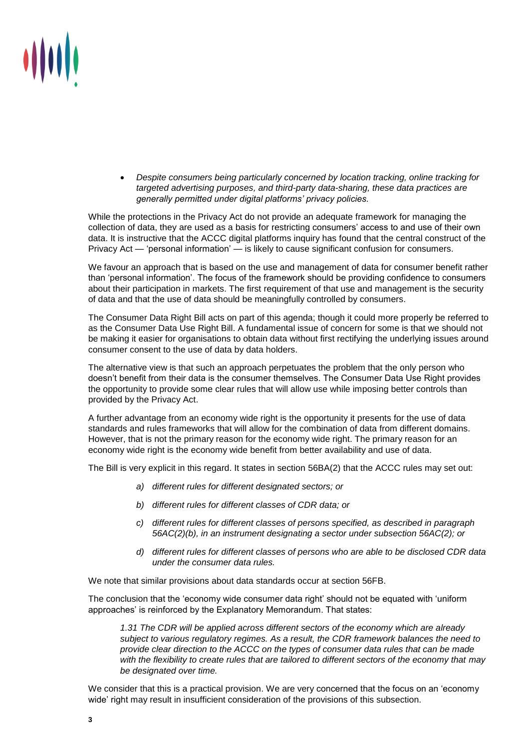- *Despite consumers being particularly concerned by location tracking, online tracking for targeted advertising purposes, and third-party data-sharing, these data practices are generally permitted under digital platforms' privacy policies.*

While the protections in the Privacy Act do not provide an adequate framework for managing the collection of data, they are used as a basis for restricting consumers' access to and use of their own data. It is instructive that the ACCC digital platforms inquiry has found that the central construct of the Privacy Act — 'personal information' — is likely to cause significant confusion for consumers.

We favour an approach that is based on the use and management of data for consumer benefit rather than 'personal information'. The focus of the framework should be providing confidence to consumers about their participation in markets. The first requirement of that use and management is the security of data and that the use of data should be meaningfully controlled by consumers.

The Consumer Data Right Bill acts on part of this agenda; though it could more properly be referred to as the Consumer Data Use Right Bill. A fundamental issue of concern for some is that we should not be making it easier for organisations to obtain data without first rectifying the underlying issues around consumer consent to the use of data by data holders.

The alternative view is that such an approach perpetuates the problem that the only person who doesn't benefit from their data is the consumer themselves. The Consumer Data Use Right provides the opportunity to provide some clear rules that will allow use while imposing better controls than provided by the Privacy Act.

A further advantage from an economy wide right is the opportunity it presents for the use of data standards and rules frameworks that will allow for the combination of data from different domains. However, that is not the primary reason for the economy wide right. The primary reason for an economy wide right is the economy wide benefit from better availability and use of data.

The Bill is very explicit in this regard. It states in section 56BA(2) that the ACCC rules may set out:

a) *different rules for different designated sectors; or*

b) *different rules for different classes of CDR data; or*

c) *different rules for different classes of persons specified, as described in paragraph 56AC(2)(b), in an instrument designating a sector under subsection 56AC(2); or*

d) *different rules for different classes of persons who are able to be disclosed CDR data under the consumer data rules.*

We note that similar provisions about data standards occur at section 56FB.

The conclusion that the 'economy wide consumer data right' should not be equated with 'uniform approaches' is reinforced by the Explanatory Memorandum. That states:

> *1.31 The CDR will be applied across different sectors of the economy which are already subject to various regulatory regimes. As a result, the CDR framework balances the need to provide clear direction to the ACCC on the types of consumer data rules that can be made with the flexibility to create rules that are tailored to different sectors of the economy that may be designated over time.*

We consider that this is a practical provision. We are very concerned that the focus on an 'economy wide' right may result in insufficient consideration of the provisions of this subsection.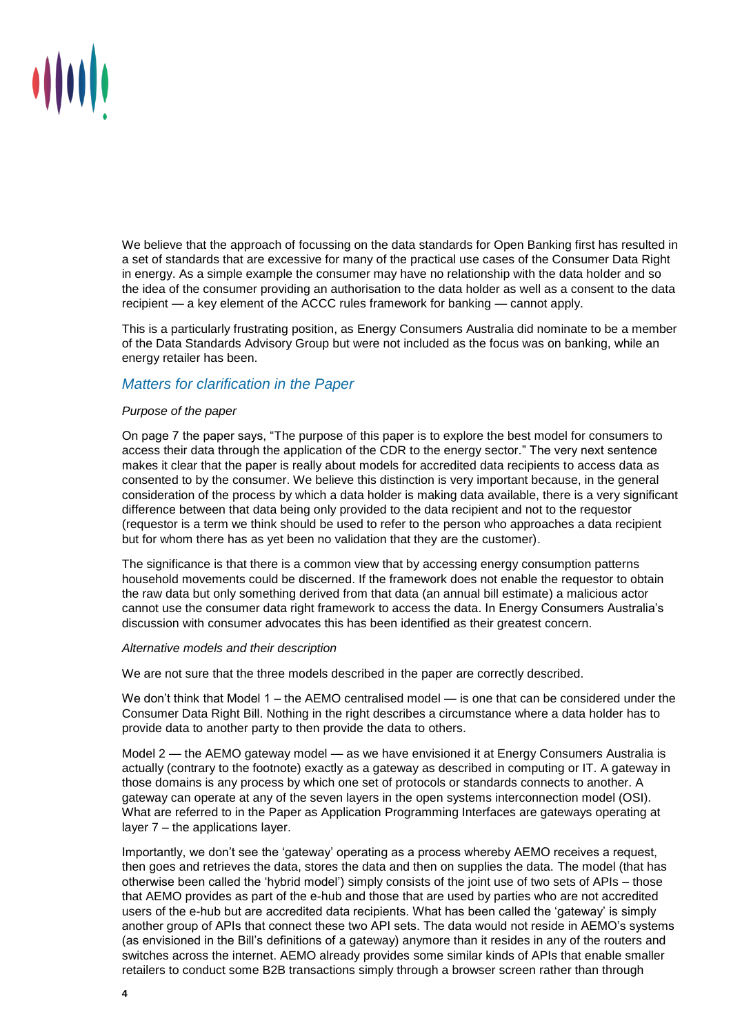We believe that the approach of focussing on the data standards for Open Banking first has resulted in a set of standards that are excessive for many of the practical use cases of the Consumer Data Right in energy. As a simple example the consumer may have no relationship with the data holder and so the idea of the consumer providing an authorisation to the data holder as well as a consent to the data recipient — a key element of the ACCC rules framework for banking — cannot apply.

This is a particularly frustrating position, as Energy Consumers Australia did nominate to be a member of the Data Standards Advisory Group but were not included as the focus was on banking, while an energy retailer has been.

## *Matters for clarification in the Paper*

*Purpose of the paper*

On page 7 the paper says, "The purpose of this paper is to explore the best model for consumers to access their data through the application of the CDR to the energy sector." The very next sentence makes it clear that the paper is really about models for accredited data recipients to access data as consented to by the consumer. We believe this distinction is very important because, in the general consideration of the process by which a data holder is making data available, there is a very significant difference between that data being only provided to the data recipient and not to the requestor (requestor is a term we think should be used to refer to the person who approaches a data recipient but for whom there has as yet been no validation that they are the customer).

The significance is that there is a common view that by accessing energy consumption patterns household movements could be discerned. If the framework does not enable the requestor to obtain the raw data but only something derived from that data (an annual bill estimate) a malicious actor cannot use the consumer data right framework to access the data. In Energy Consumers Australia's discussion with consumer advocates this has been identified as their greatest concern.

*Alternative models and their description*

We are not sure that the three models described in the paper are correctly described.

We don't think that Model 1 – the AEMO centralised model — is one that can be considered under the Consumer Data Right Bill. Nothing in the right describes a circumstance where a data holder has to provide data to another party to then provide the data to others.

Model 2 — the AEMO gateway model — as we have envisioned it at Energy Consumers Australia is actually (contrary to the footnote) exactly as a gateway as described in computing or IT. A gateway in those domains is any process by which one set of protocols or standards connects to another. A gateway can operate at any of the seven layers in the open systems interconnection model (OSI). What are referred to in the Paper as Application Programming Interfaces are gateways operating at layer 7 – the applications layer.

Importantly, we don't see the 'gateway' operating as a process whereby AEMO receives a request, then goes and retrieves the data, stores the data and then on supplies the data. The model (that has otherwise been called the 'hybrid model') simply consists of the joint use of two sets of APIs – those that AEMO provides as part of the e-hub and those that are used by parties who are not accredited users of the e-hub but are accredited data recipients. What has been called the 'gateway' is simply another group of APIs that connect these two API sets. The data would not reside in AEMO's systems (as envisioned in the Bill's definitions of a gateway) anymore than it resides in any of the routers and switches across the internet. AEMO already provides some similar kinds of APIs that enable smaller retailers to conduct some B2B transactions simply through a browser screen rather than through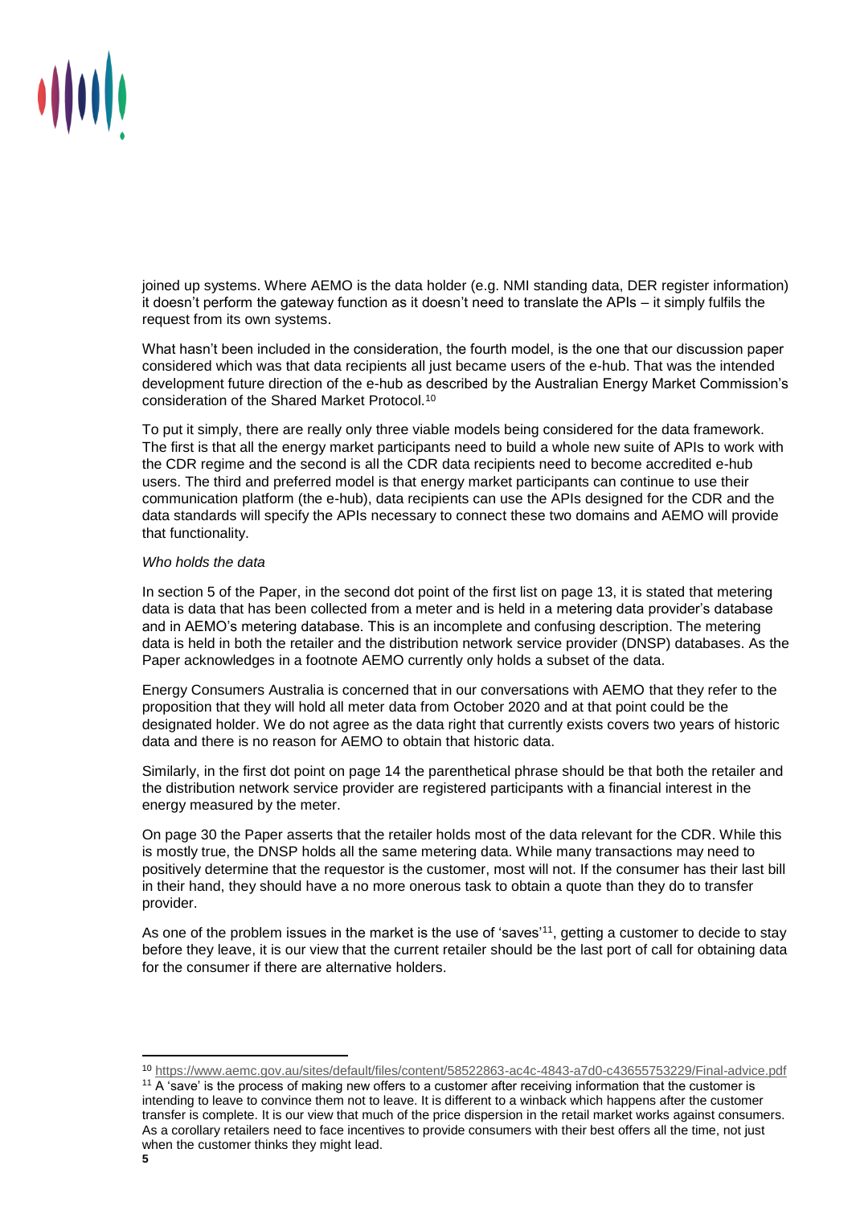joined up systems. Where AEMO is the data holder (e.g. NMI standing data, DER register information) it doesn't perform the gateway function as it doesn't need to translate the APIs – it simply fulfils the request from its own systems.

What hasn't been included in the consideration, the fourth model, is the one that our discussion paper considered which was that data recipients all just became users of the e-hub. That was the intended development future direction of the e-hub as described by the Australian Energy Market Commission's consideration of the Shared Market Protocol.[10]

To put it simply, there are really only three viable models being considered for the data framework. The first is that all the energy market participants need to build a whole new suite of APIs to work with the CDR regime and the second is all the CDR data recipients need to become accredited e-hub users. The third and preferred model is that energy market participants can continue to use their communication platform (the e-hub), data recipients can use the APIs designed for the CDR and the data standards will specify the APIs necessary to connect these two domains and AEMO will provide that functionality.

*Who holds the data*

In section 5 of the Paper, in the second dot point of the first list on page 13, it is stated that metering data is data that has been collected from a meter and is held in a metering data provider's database and in AEMO's metering database. This is an incomplete and confusing description. The metering data is held in both the retailer and the distribution network service provider (DNSP) databases. As the Paper acknowledges in a footnote AEMO currently only holds a subset of the data.

Energy Consumers Australia is concerned that in our conversations with AEMO that they refer to the proposition that they will hold all meter data from October 2020 and at that point could be the designated holder. We do not agree as the data right that currently exists covers two years of historic data and there is no reason for AEMO to obtain that historic data.

Similarly, in the first dot point on page 14 the parenthetical phrase should be that both the retailer and the distribution network service provider are registered participants with a financial interest in the energy measured by the meter.

On page 30 the Paper asserts that the retailer holds most of the data relevant for the CDR. While this is mostly true, the DNSP holds all the same metering data. While many transactions may need to positively determine that the requestor is the customer, most will not. If the consumer has their last bill in their hand, they should have a no more onerous task to obtain a quote than they do to transfer provider.

As one of the problem issues in the market is the use of 'saves'[11], getting a customer to decide to stay before they leave, it is our view that the current retailer should be the last port of call for obtaining data for the consumer if there are alternative holders.

---

[10] https://www.aemc.gov.au/sites/default/files/content/58522863-ac4c-4843-a7d0-c43655753229/Final-advice.pdf

[11] A 'save' is the process of making new offers to a customer after receiving information that the customer is intending to leave to convince them not to leave. It is different to a winback which happens after the customer transfer is complete. It is our view that much of the price dispersion in the retail market works against consumers. As a corollary retailers need to face incentives to provide consumers with their best offers all the time, not just when the customer thinks they might lead.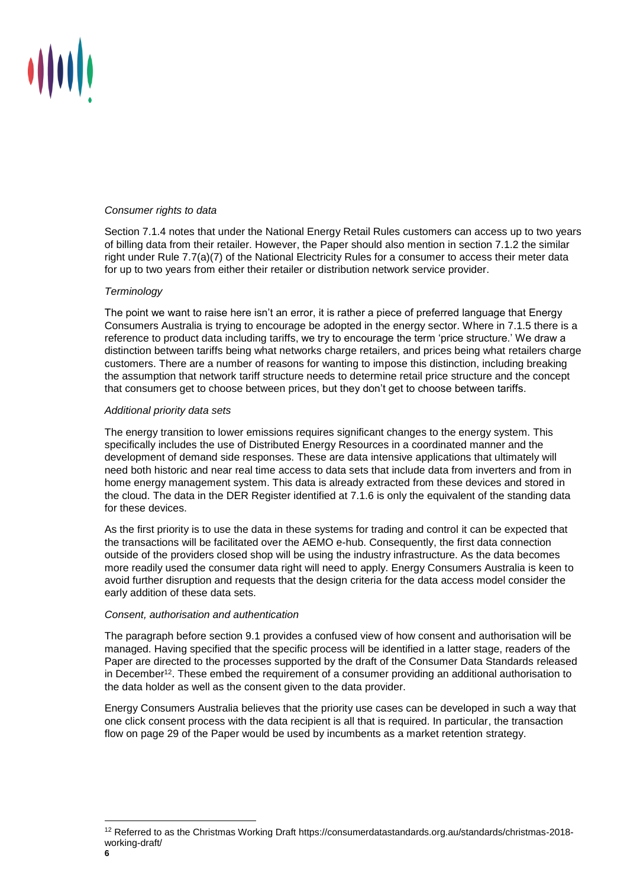*Consumer rights to data*

Section 7.1.4 notes that under the National Energy Retail Rules customers can access up to two years of billing data from their retailer. However, the Paper should also mention in section 7.1.2 the similar right under Rule 7.7(a)(7) of the National Electricity Rules for a consumer to access their meter data for up to two years from either their retailer or distribution network service provider.

*Terminology*

The point we want to raise here isn't an error, it is rather a piece of preferred language that Energy Consumers Australia is trying to encourage be adopted in the energy sector. Where in 7.1.5 there is a reference to product data including tariffs, we try to encourage the term 'price structure.' We draw a distinction between tariffs being what networks charge retailers, and prices being what retailers charge customers. There are a number of reasons for wanting to impose this distinction, including breaking the assumption that network tariff structure needs to determine retail price structure and the concept that consumers get to choose between prices, but they don't get to choose between tariffs.

*Additional priority data sets*

The energy transition to lower emissions requires significant changes to the energy system. This specifically includes the use of Distributed Energy Resources in a coordinated manner and the development of demand side responses. These are data intensive applications that ultimately will need both historic and near real time access to data sets that include data from inverters and from in home energy management system. This data is already extracted from these devices and stored in the cloud. The data in the DER Register identified at 7.1.6 is only the equivalent of the standing data for these devices.

As the first priority is to use the data in these systems for trading and control it can be expected that the transactions will be facilitated over the AEMO e-hub. Consequently, the first data connection outside of the providers closed shop will be using the industry infrastructure. As the data becomes more readily used the consumer data right will need to apply. Energy Consumers Australia is keen to avoid further disruption and requests that the design criteria for the data access model consider the early addition of these data sets.

*Consent, authorisation and authentication*

The paragraph before section 9.1 provides a confused view of how consent and authorisation will be managed. Having specified that the specific process will be identified in a latter stage, readers of the Paper are directed to the processes supported by the draft of the Consumer Data Standards released in December[12]. These embed the requirement of a consumer providing an additional authorisation to the data holder as well as the consent given to the data provider.

Energy Consumers Australia believes that the priority use cases can be developed in such a way that one click consent process with the data recipient is all that is required. In particular, the transaction flow on page 29 of the Paper would be used by incumbents as a market retention strategy.

[12] Referred to as the Christmas Working Draft https://consumerdatastandards.org.au/standards/christmas-2018-working-draft/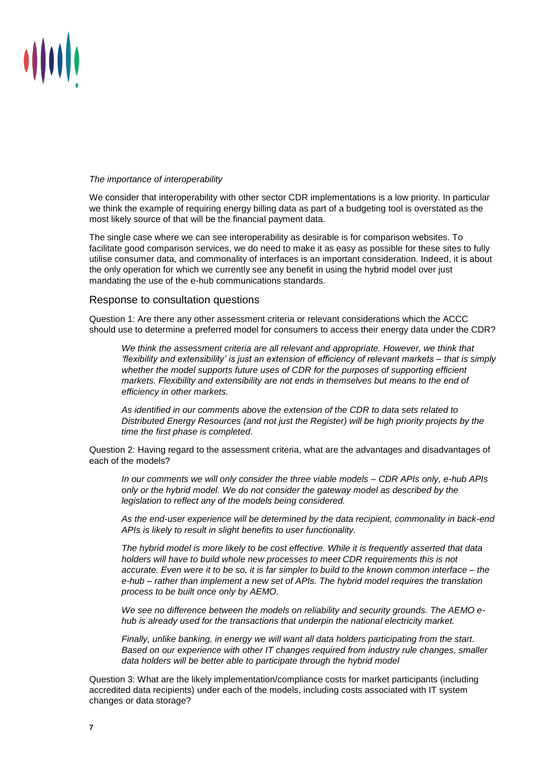*The importance of interoperability*

We consider that interoperability with other sector CDR implementations is a low priority. In particular we think the example of requiring energy billing data as part of a budgeting tool is overstated as the most likely source of that will be the financial payment data.

The single case where we can see interoperability as desirable is for comparison websites. To facilitate good comparison services, we do need to make it as easy as possible for these sites to fully utilise consumer data, and commonality of interfaces is an important consideration. Indeed, it is about the only operation for which we currently see any benefit in using the hybrid model over just mandating the use of the e-hub communications standards.

## Response to consultation questions

Question 1: Are there any other assessment criteria or relevant considerations which the ACCC should use to determine a preferred model for consumers to access their energy data under the CDR?

> *We think the assessment criteria are all relevant and appropriate. However, we think that 'flexibility and extensibility' is just an extension of efficiency of relevant markets – that is simply whether the model supports future uses of CDR for the purposes of supporting efficient markets. Flexibility and extensibility are not ends in themselves but means to the end of efficiency in other markets.*
>
> *As identified in our comments above the extension of the CDR to data sets related to Distributed Energy Resources (and not just the Register) will be high priority projects by the time the first phase is completed.*

Question 2: Having regard to the assessment criteria, what are the advantages and disadvantages of each of the models?

> *In our comments we will only consider the three viable models – CDR APIs only, e-hub APIs only or the hybrid model. We do not consider the gateway model as described by the legislation to reflect any of the models being considered.*
>
> *As the end-user experience will be determined by the data recipient, commonality in back-end APIs is likely to result in slight benefits to user functionality.*
>
> *The hybrid model is more likely to be cost effective. While it is frequently asserted that data holders will have to build whole new processes to meet CDR requirements this is not accurate. Even were it to be so, it is far simpler to build to the known common interface – the e-hub – rather than implement a new set of APIs. The hybrid model requires the translation process to be built once only by AEMO.*
>
> *We see no difference between the models on reliability and security grounds. The AEMO e-hub is already used for the transactions that underpin the national electricity market.*
>
> *Finally, unlike banking, in energy we will want all data holders participating from the start. Based on our experience with other IT changes required from industry rule changes, smaller data holders will be better able to participate through the hybrid model*

Question 3: What are the likely implementation/compliance costs for market participants (including accredited data recipients) under each of the models, including costs associated with IT system changes or data storage?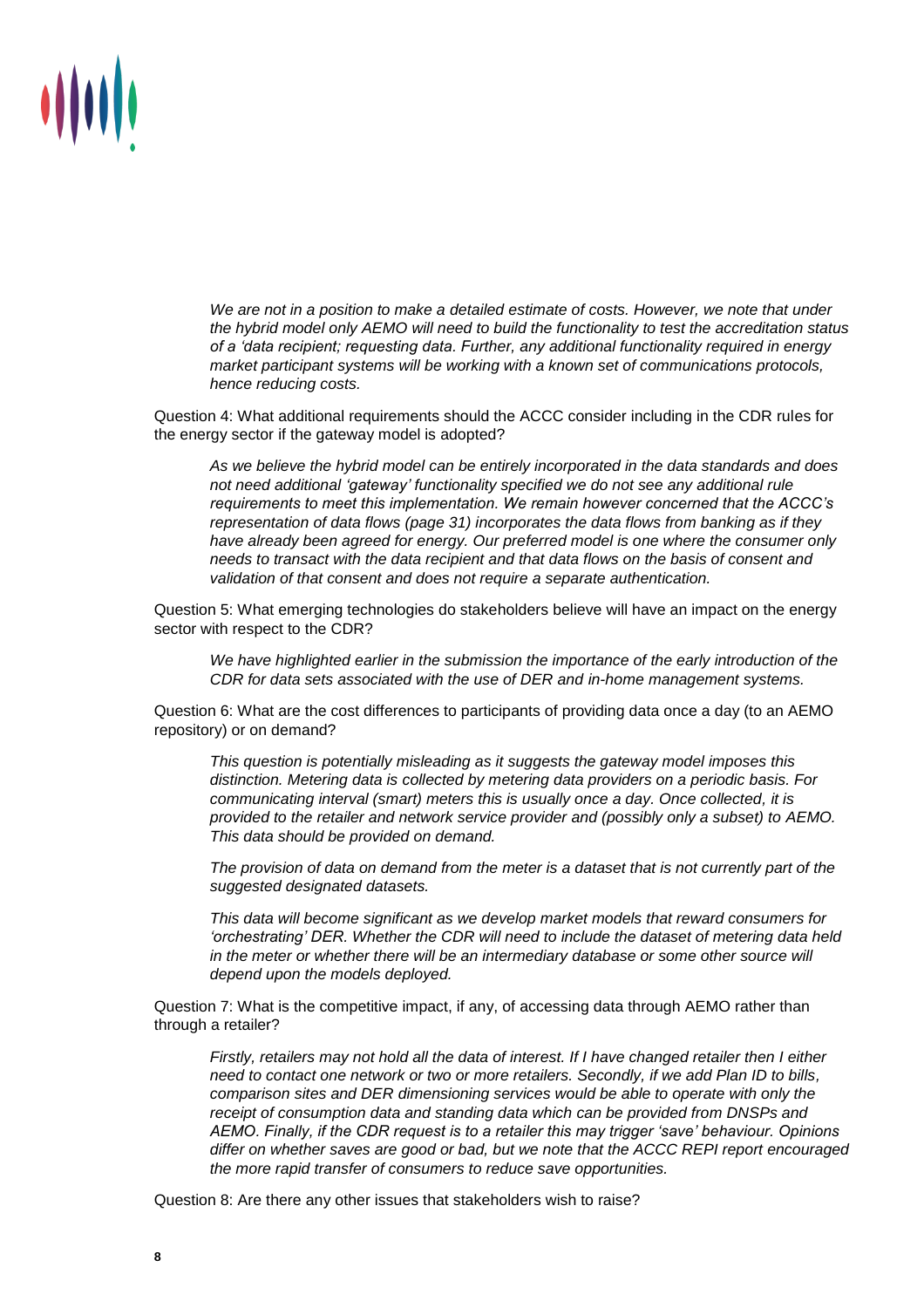*We are not in a position to make a detailed estimate of costs. However, we note that under the hybrid model only AEMO will need to build the functionality to test the accreditation status of a 'data recipient; requesting data. Further, any additional functionality required in energy market participant systems will be working with a known set of communications protocols, hence reducing costs.*

Question 4: What additional requirements should the ACCC consider including in the CDR rules for the energy sector if the gateway model is adopted?

*As we believe the hybrid model can be entirely incorporated in the data standards and does not need additional 'gateway' functionality specified we do not see any additional rule requirements to meet this implementation. We remain however concerned that the ACCC's representation of data flows (page 31) incorporates the data flows from banking as if they have already been agreed for energy. Our preferred model is one where the consumer only needs to transact with the data recipient and that data flows on the basis of consent and validation of that consent and does not require a separate authentication.*

Question 5: What emerging technologies do stakeholders believe will have an impact on the energy sector with respect to the CDR?

*We have highlighted earlier in the submission the importance of the early introduction of the CDR for data sets associated with the use of DER and in-home management systems.*

Question 6: What are the cost differences to participants of providing data once a day (to an AEMO repository) or on demand?

*This question is potentially misleading as it suggests the gateway model imposes this distinction. Metering data is collected by metering data providers on a periodic basis. For communicating interval (smart) meters this is usually once a day. Once collected, it is provided to the retailer and network service provider and (possibly only a subset) to AEMO. This data should be provided on demand.*

*The provision of data on demand from the meter is a dataset that is not currently part of the suggested designated datasets.*

*This data will become significant as we develop market models that reward consumers for 'orchestrating' DER. Whether the CDR will need to include the dataset of metering data held in the meter or whether there will be an intermediary database or some other source will depend upon the models deployed.*

Question 7: What is the competitive impact, if any, of accessing data through AEMO rather than through a retailer?

*Firstly, retailers may not hold all the data of interest. If I have changed retailer then I either need to contact one network or two or more retailers. Secondly, if we add Plan ID to bills, comparison sites and DER dimensioning services would be able to operate with only the receipt of consumption data and standing data which can be provided from DNSPs and AEMO. Finally, if the CDR request is to a retailer this may trigger 'save' behaviour. Opinions differ on whether saves are good or bad, but we note that the ACCC REPI report encouraged the more rapid transfer of consumers to reduce save opportunities.*

Question 8: Are there any other issues that stakeholders wish to raise?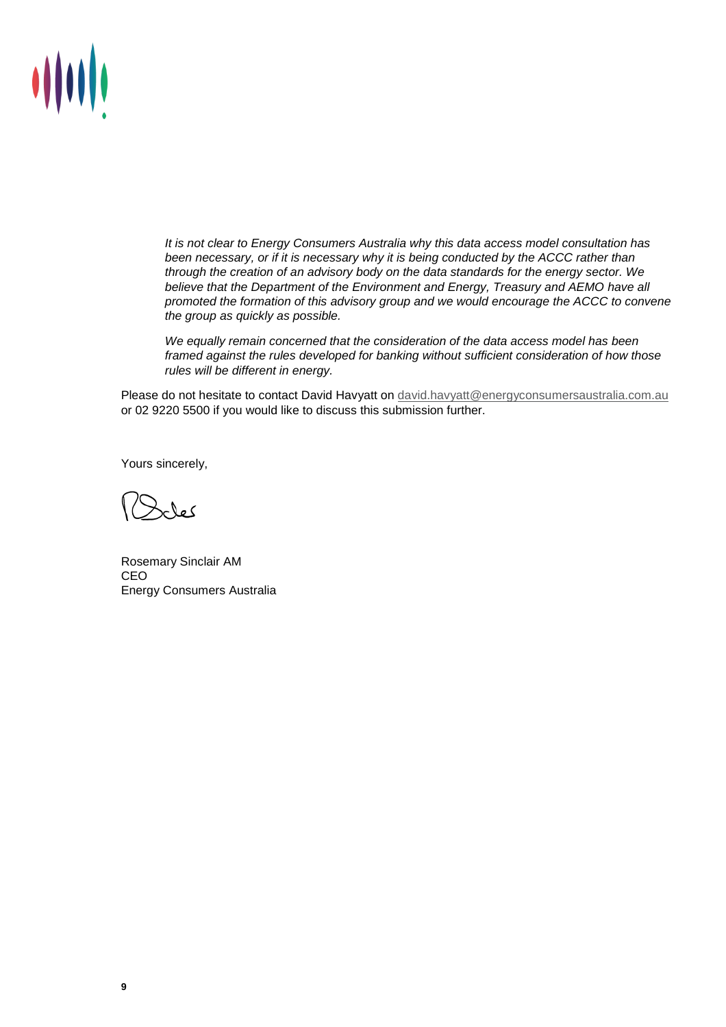*It is not clear to Energy Consumers Australia why this data access model consultation has been necessary, or if it is necessary why it is being conducted by the ACCC rather than through the creation of an advisory body on the data standards for the energy sector. We believe that the Department of the Environment and Energy, Treasury and AEMO have all promoted the formation of this advisory group and we would encourage the ACCC to convene the group as quickly as possible.*

*We equally remain concerned that the consideration of the data access model has been framed against the rules developed for banking without sufficient consideration of how those rules will be different in energy.*

Please do not hesitate to contact David Havyatt on david.havyatt@energyconsumersaustralia.com.au or 02 9220 5500 if you would like to discuss this submission further.

Yours sincerely,

Rosemary Sinclair AM
CEO
Energy Consumers Australia